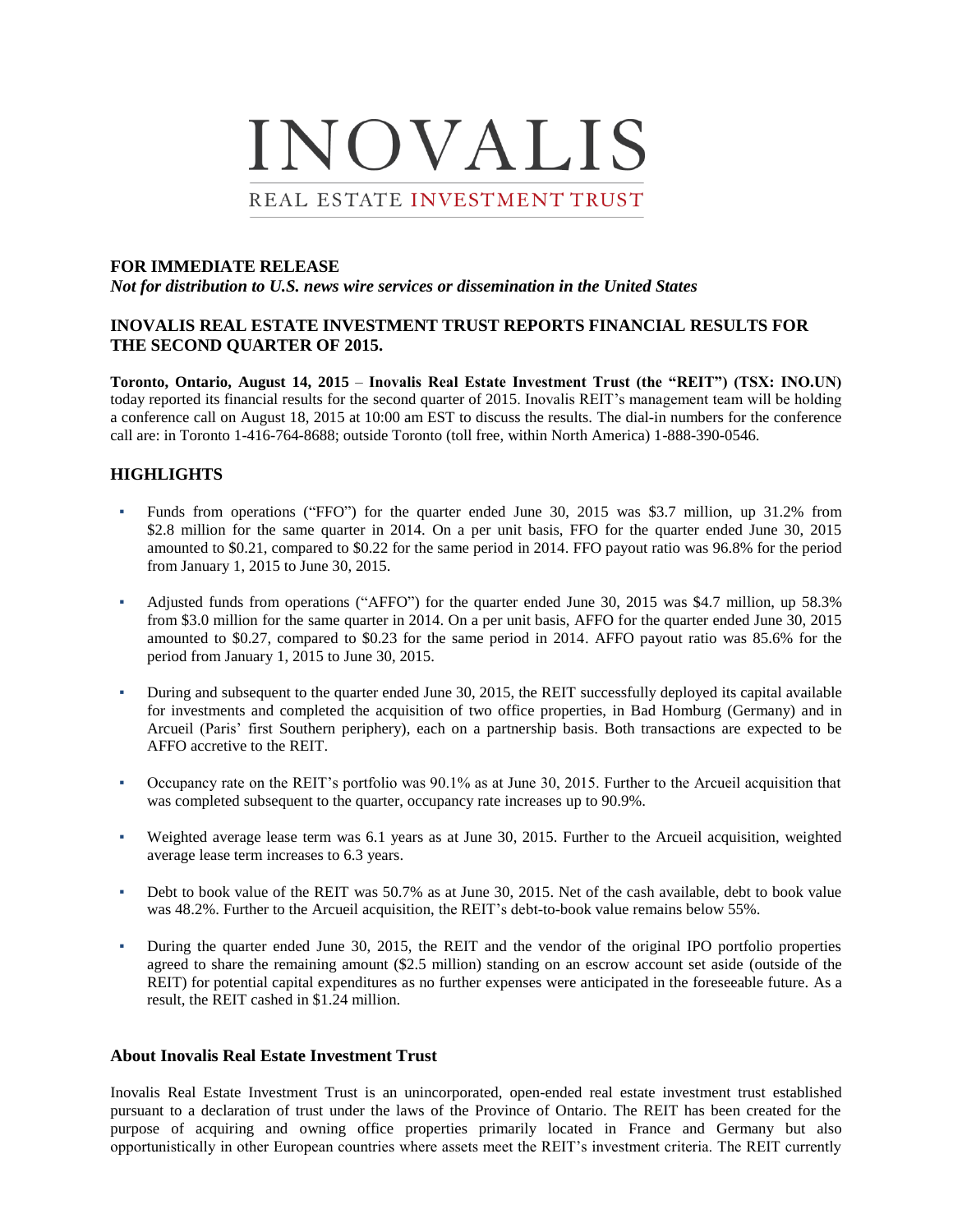# INOVALIS

REAL ESTATE INVESTMENT TRUST

**FOR IMMEDIATE RELEASE**

***Not for distribution to U.S. news wire services or dissemination in the United States***

## INOVALIS REAL ESTATE INVESTMENT TRUST REPORTS FINANCIAL RESULTS FOR THE SECOND QUARTER OF 2015.

**Toronto, Ontario, August 14, 2015** – **Inovalis Real Estate Investment Trust (the "REIT") (TSX: INO.UN)** today reported its financial results for the second quarter of 2015. Inovalis REIT's management team will be holding a conference call on August 18, 2015 at 10:00 am EST to discuss the results. The dial-in numbers for the conference call are: in Toronto 1-416-764-8688; outside Toronto (toll free, within North America) 1-888-390-0546.

## HIGHLIGHTS

- Funds from operations ("FFO") for the quarter ended June 30, 2015 was $3.7 million, up 31.2% from $2.8 million for the same quarter in 2014. On a per unit basis, FFO for the quarter ended June 30, 2015 amounted to $0.21, compared to $0.22 for the same period in 2014. FFO payout ratio was 96.8% for the period from January 1, 2015 to June 30, 2015.
- Adjusted funds from operations ("AFFO") for the quarter ended June 30, 2015 was $4.7 million, up 58.3% from $3.0 million for the same quarter in 2014. On a per unit basis, AFFO for the quarter ended June 30, 2015 amounted to $0.27, compared to $0.23 for the same period in 2014. AFFO payout ratio was 85.6% for the period from January 1, 2015 to June 30, 2015.
- During and subsequent to the quarter ended June 30, 2015, the REIT successfully deployed its capital available for investments and completed the acquisition of two office properties, in Bad Homburg (Germany) and in Arcueil (Paris' first Southern periphery), each on a partnership basis. Both transactions are expected to be AFFO accretive to the REIT.
- Occupancy rate on the REIT's portfolio was 90.1% as at June 30, 2015. Further to the Arcueil acquisition that was completed subsequent to the quarter, occupancy rate increases up to 90.9%.
- Weighted average lease term was 6.1 years as at June 30, 2015. Further to the Arcueil acquisition, weighted average lease term increases to 6.3 years.
- Debt to book value of the REIT was 50.7% as at June 30, 2015. Net of the cash available, debt to book value was 48.2%. Further to the Arcueil acquisition, the REIT's debt-to-book value remains below 55%.
- During the quarter ended June 30, 2015, the REIT and the vendor of the original IPO portfolio properties agreed to share the remaining amount ($2.5 million) standing on an escrow account set aside (outside of the REIT) for potential capital expenditures as no further expenses were anticipated in the foreseeable future. As a result, the REIT cashed in $1.24 million.

### About Inovalis Real Estate Investment Trust

Inovalis Real Estate Investment Trust is an unincorporated, open-ended real estate investment trust established pursuant to a declaration of trust under the laws of the Province of Ontario. The REIT has been created for the purpose of acquiring and owning office properties primarily located in France and Germany but also opportunistically in other European countries where assets meet the REIT's investment criteria. The REIT currently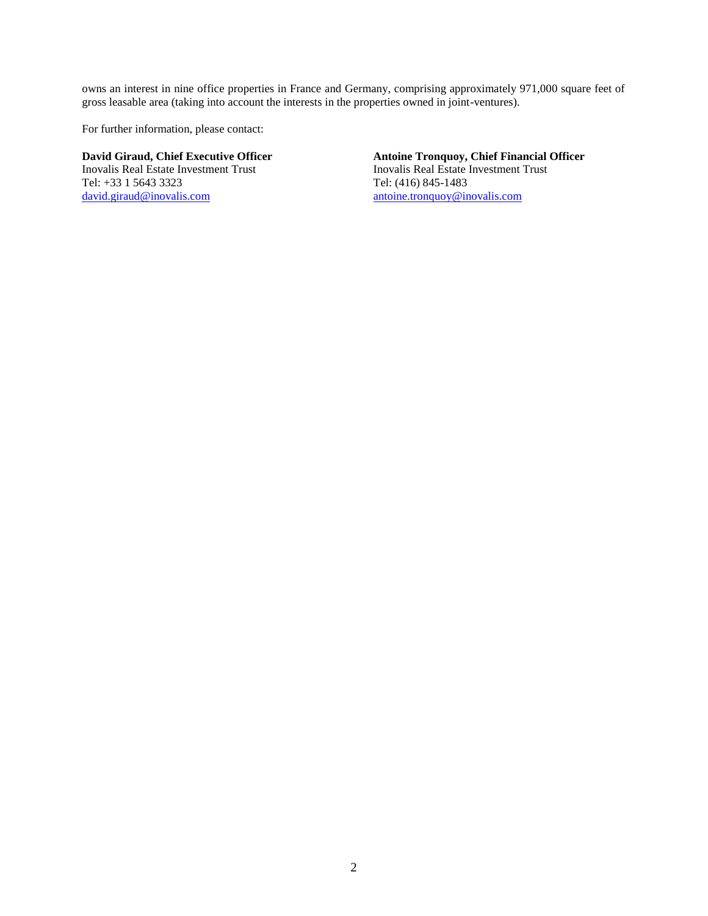owns an interest in nine office properties in France and Germany, comprising approximately 971,000 square feet of gross leasable area (taking into account the interests in the properties owned in joint-ventures).

For further information, please contact:

**David Giraud, Chief Executive Officer**
Inovalis Real Estate Investment Trust
Tel: +33 1 5643 3323
david.giraud@inovalis.com

**Antoine Tronquoy, Chief Financial Officer**
Inovalis Real Estate Investment Trust
Tel: (416) 845-1483
antoine.tronquoy@inovalis.com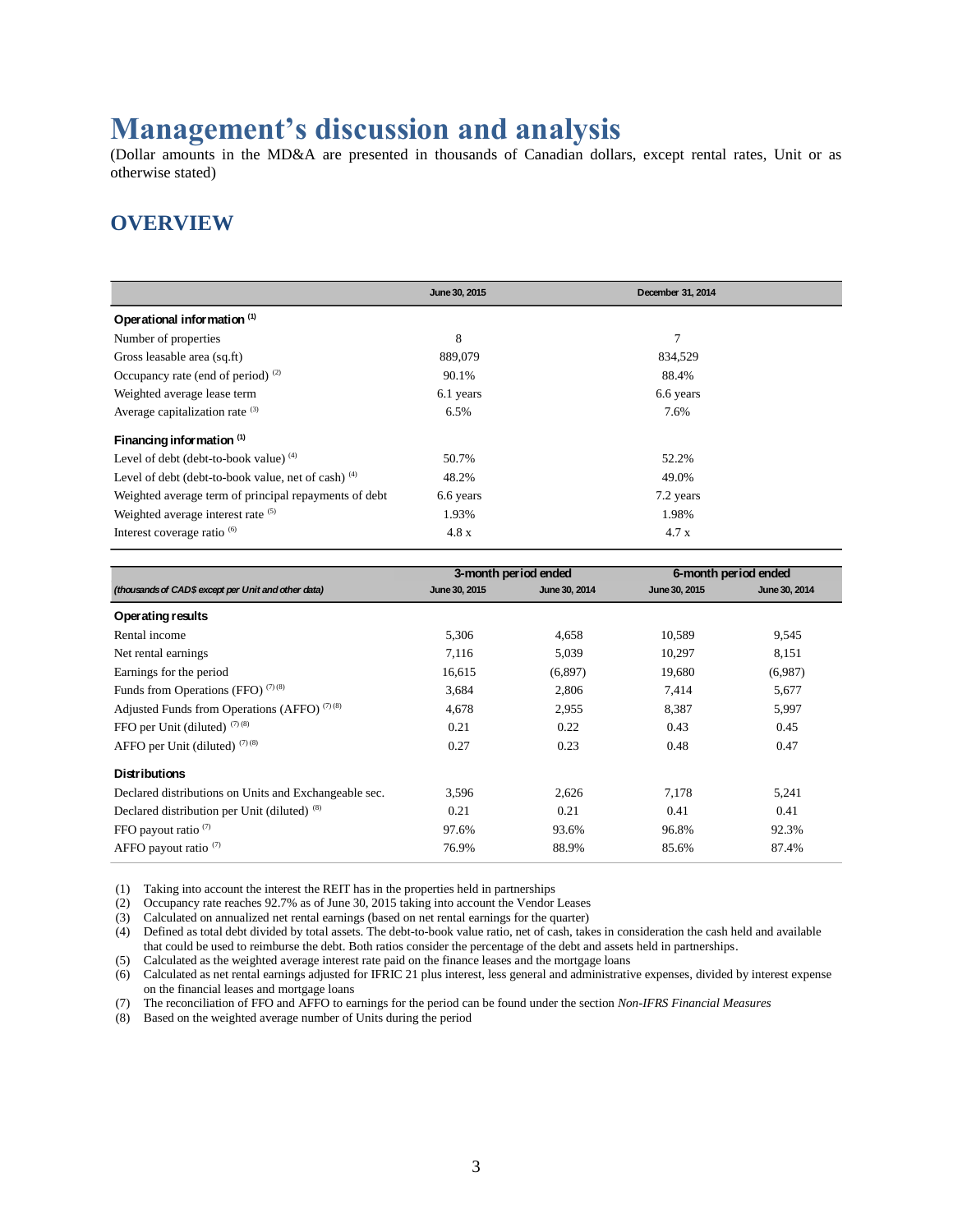# Management's discussion and analysis

(Dollar amounts in the MD&A are presented in thousands of Canadian dollars, except rental rates, Unit or as otherwise stated)

## OVERVIEW

| | June 30, 2015 | December 31, 2014 |
|---|---|---|
| **Operational information** [(1)] | | |
| Number of properties | 8 | 7 |
| Gross leasable area (sq.ft) | 889,079 | 834,529 |
| Occupancy rate (end of period) [(2)] | 90.1% | 88.4% |
| Weighted average lease term | 6.1 years | 6.6 years |
| Average capitalization rate [(3)] | 6.5% | 7.6% |
| **Financing information** [(1)] | | |
| Level of debt (debt-to-book value) [(4)] | 50.7% | 52.2% |
| Level of debt (debt-to-book value, net of cash) [(4)] | 48.2% | 49.0% |
| Weighted average term of principal repayments of debt | 6.6 years | 7.2 years |
| Weighted average interest rate [(5)] | 1.93% | 1.98% |
| Interest coverage ratio [(6)] | 4.8 x | 4.7 x |

| | 3-month period ended | | 6-month period ended | |
|---|---|---|---|---|
| *(thousands of CAD$ except per Unit and other data)* | June 30, 2015 | June 30, 2014 | June 30, 2015 | June 30, 2014 |
| **Operating results** | | | | |
| Rental income | 5,306 | 4,658 | 10,589 | 9,545 |
| Net rental earnings | 7,116 | 5,039 | 10,297 | 8,151 |
| Earnings for the period | 16,615 | (6,897) | 19,680 | (6,987) |
| Funds from Operations (FFO) [(7)(8)] | 3,684 | 2,806 | 7,414 | 5,677 |
| Adjusted Funds from Operations (AFFO) [(7)(8)] | 4,678 | 2,955 | 8,387 | 5,997 |
| FFO per Unit (diluted) [(7)(8)] | 0.21 | 0.22 | 0.43 | 0.45 |
| AFFO per Unit (diluted) [(7)(8)] | 0.27 | 0.23 | 0.48 | 0.47 |
| **Distributions** | | | | |
| Declared distributions on Units and Exchangeable sec. | 3,596 | 2,626 | 7,178 | 5,241 |
| Declared distribution per Unit (diluted) [(8)] | 0.21 | 0.21 | 0.41 | 0.41 |
| FFO payout ratio [(7)] | 97.6% | 93.6% | 96.8% | 92.3% |
| AFFO payout ratio [(7)] | 76.9% | 88.9% | 85.6% | 87.4% |

(1) Taking into account the interest the REIT has in the properties held in partnerships
(2) Occupancy rate reaches 92.7% as of June 30, 2015 taking into account the Vendor Leases
(3) Calculated on annualized net rental earnings (based on net rental earnings for the quarter)
(4) Defined as total debt divided by total assets. The debt-to-book value ratio, net of cash, takes in consideration the cash held and available that could be used to reimburse the debt. Both ratios consider the percentage of the debt and assets held in partnerships.
(5) Calculated as the weighted average interest rate paid on the finance leases and the mortgage loans
(6) Calculated as net rental earnings adjusted for IFRIC 21 plus interest, less general and administrative expenses, divided by interest expense on the financial leases and mortgage loans
(7) The reconciliation of FFO and AFFO to earnings for the period can be found under the section *Non-IFRS Financial Measures*
(8) Based on the weighted average number of Units during the period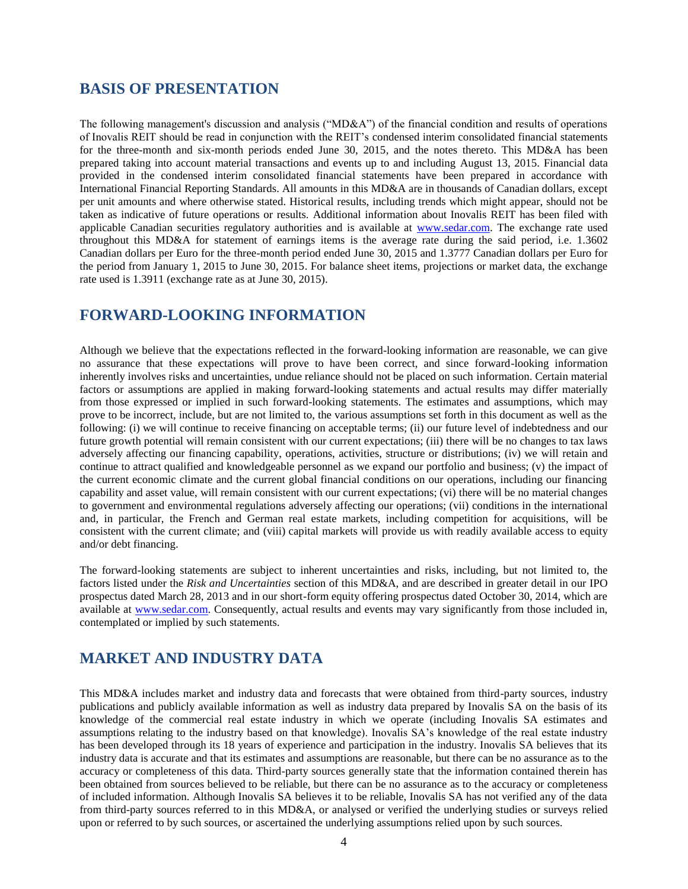## BASIS OF PRESENTATION

The following management's discussion and analysis ("MD&A") of the financial condition and results of operations of Inovalis REIT should be read in conjunction with the REIT's condensed interim consolidated financial statements for the three-month and six-month periods ended June 30, 2015, and the notes thereto. This MD&A has been prepared taking into account material transactions and events up to and including August 13, 2015. Financial data provided in the condensed interim consolidated financial statements have been prepared in accordance with International Financial Reporting Standards. All amounts in this MD&A are in thousands of Canadian dollars, except per unit amounts and where otherwise stated. Historical results, including trends which might appear, should not be taken as indicative of future operations or results. Additional information about Inovalis REIT has been filed with applicable Canadian securities regulatory authorities and is available at [www.sedar.com](www.sedar.com). The exchange rate used throughout this MD&A for statement of earnings items is the average rate during the said period, i.e. 1.3602 Canadian dollars per Euro for the three-month period ended June 30, 2015 and 1.3777 Canadian dollars per Euro for the period from January 1, 2015 to June 30, 2015. For balance sheet items, projections or market data, the exchange rate used is 1.3911 (exchange rate as at June 30, 2015).

## FORWARD-LOOKING INFORMATION

Although we believe that the expectations reflected in the forward-looking information are reasonable, we can give no assurance that these expectations will prove to have been correct, and since forward-looking information inherently involves risks and uncertainties, undue reliance should not be placed on such information. Certain material factors or assumptions are applied in making forward-looking statements and actual results may differ materially from those expressed or implied in such forward-looking statements. The estimates and assumptions, which may prove to be incorrect, include, but are not limited to, the various assumptions set forth in this document as well as the following: (i) we will continue to receive financing on acceptable terms; (ii) our future level of indebtedness and our future growth potential will remain consistent with our current expectations; (iii) there will be no changes to tax laws adversely affecting our financing capability, operations, activities, structure or distributions; (iv) we will retain and continue to attract qualified and knowledgeable personnel as we expand our portfolio and business; (v) the impact of the current economic climate and the current global financial conditions on our operations, including our financing capability and asset value, will remain consistent with our current expectations; (vi) there will be no material changes to government and environmental regulations adversely affecting our operations; (vii) conditions in the international and, in particular, the French and German real estate markets, including competition for acquisitions, will be consistent with the current climate; and (viii) capital markets will provide us with readily available access to equity and/or debt financing.

The forward-looking statements are subject to inherent uncertainties and risks, including, but not limited to, the factors listed under the *Risk and Uncertainties* section of this MD&A, and are described in greater detail in our IPO prospectus dated March 28, 2013 and in our short-form equity offering prospectus dated October 30, 2014, which are available at [www.sedar.com](www.sedar.com). Consequently, actual results and events may vary significantly from those included in, contemplated or implied by such statements.

## MARKET AND INDUSTRY DATA

This MD&A includes market and industry data and forecasts that were obtained from third-party sources, industry publications and publicly available information as well as industry data prepared by Inovalis SA on the basis of its knowledge of the commercial real estate industry in which we operate (including Inovalis SA estimates and assumptions relating to the industry based on that knowledge). Inovalis SA's knowledge of the real estate industry has been developed through its 18 years of experience and participation in the industry. Inovalis SA believes that its industry data is accurate and that its estimates and assumptions are reasonable, but there can be no assurance as to the accuracy or completeness of this data. Third-party sources generally state that the information contained therein has been obtained from sources believed to be reliable, but there can be no assurance as to the accuracy or completeness of included information. Although Inovalis SA believes it to be reliable, Inovalis SA has not verified any of the data from third-party sources referred to in this MD&A, or analysed or verified the underlying studies or surveys relied upon or referred to by such sources, or ascertained the underlying assumptions relied upon by such sources.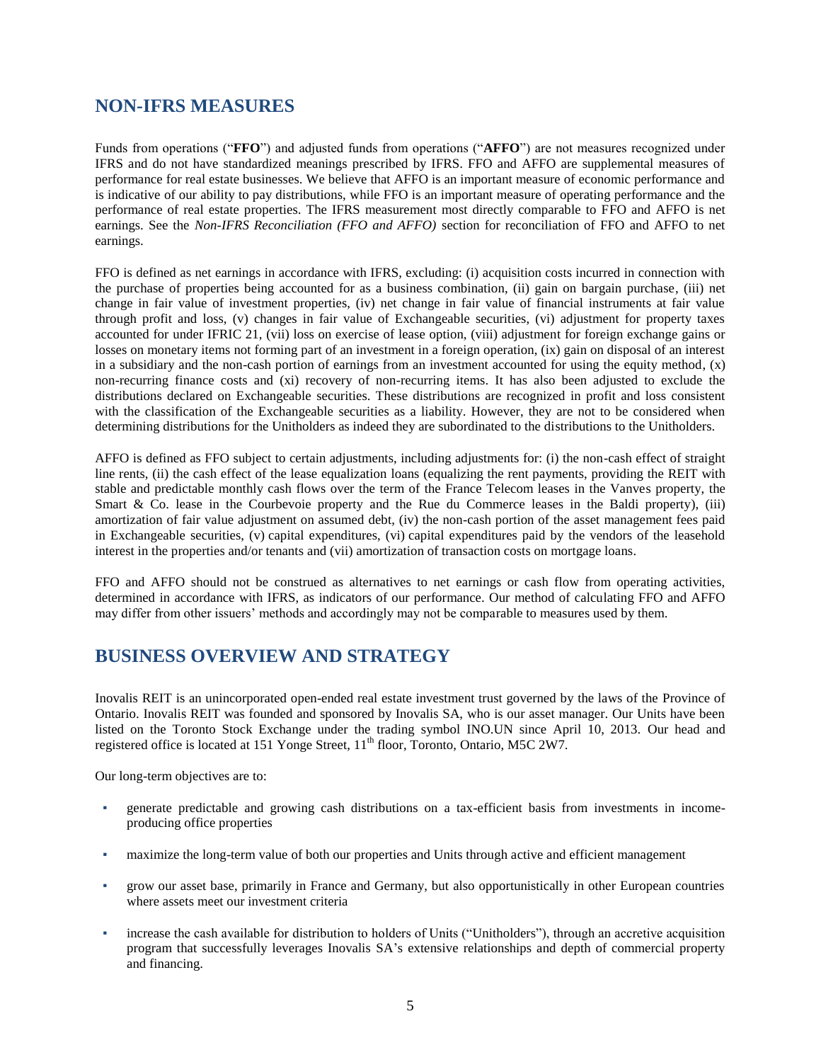## NON-IFRS MEASURES

Funds from operations ("**FFO**") and adjusted funds from operations ("**AFFO**") are not measures recognized under IFRS and do not have standardized meanings prescribed by IFRS. FFO and AFFO are supplemental measures of performance for real estate businesses. We believe that AFFO is an important measure of economic performance and is indicative of our ability to pay distributions, while FFO is an important measure of operating performance and the performance of real estate properties. The IFRS measurement most directly comparable to FFO and AFFO is net earnings. See the *Non-IFRS Reconciliation (FFO and AFFO)* section for reconciliation of FFO and AFFO to net earnings.

FFO is defined as net earnings in accordance with IFRS, excluding: (i) acquisition costs incurred in connection with the purchase of properties being accounted for as a business combination, (ii) gain on bargain purchase, (iii) net change in fair value of investment properties, (iv) net change in fair value of financial instruments at fair value through profit and loss, (v) changes in fair value of Exchangeable securities, (vi) adjustment for property taxes accounted for under IFRIC 21, (vii) loss on exercise of lease option, (viii) adjustment for foreign exchange gains or losses on monetary items not forming part of an investment in a foreign operation, (ix) gain on disposal of an interest in a subsidiary and the non-cash portion of earnings from an investment accounted for using the equity method, (x) non-recurring finance costs and (xi) recovery of non-recurring items. It has also been adjusted to exclude the distributions declared on Exchangeable securities. These distributions are recognized in profit and loss consistent with the classification of the Exchangeable securities as a liability. However, they are not to be considered when determining distributions for the Unitholders as indeed they are subordinated to the distributions to the Unitholders.

AFFO is defined as FFO subject to certain adjustments, including adjustments for: (i) the non-cash effect of straight line rents, (ii) the cash effect of the lease equalization loans (equalizing the rent payments, providing the REIT with stable and predictable monthly cash flows over the term of the France Telecom leases in the Vanves property, the Smart & Co. lease in the Courbevoie property and the Rue du Commerce leases in the Baldi property), (iii) amortization of fair value adjustment on assumed debt, (iv) the non-cash portion of the asset management fees paid in Exchangeable securities, (v) capital expenditures, (vi) capital expenditures paid by the vendors of the leasehold interest in the properties and/or tenants and (vii) amortization of transaction costs on mortgage loans.

FFO and AFFO should not be construed as alternatives to net earnings or cash flow from operating activities, determined in accordance with IFRS, as indicators of our performance. Our method of calculating FFO and AFFO may differ from other issuers' methods and accordingly may not be comparable to measures used by them.

## BUSINESS OVERVIEW AND STRATEGY

Inovalis REIT is an unincorporated open-ended real estate investment trust governed by the laws of the Province of Ontario. Inovalis REIT was founded and sponsored by Inovalis SA, who is our asset manager. Our Units have been listed on the Toronto Stock Exchange under the trading symbol INO.UN since April 10, 2013. Our head and registered office is located at 151 Yonge Street, 11th floor, Toronto, Ontario, M5C 2W7.

Our long-term objectives are to:

- generate predictable and growing cash distributions on a tax-efficient basis from investments in income-producing office properties
- maximize the long-term value of both our properties and Units through active and efficient management
- grow our asset base, primarily in France and Germany, but also opportunistically in other European countries where assets meet our investment criteria
- increase the cash available for distribution to holders of Units ("Unitholders"), through an accretive acquisition program that successfully leverages Inovalis SA's extensive relationships and depth of commercial property and financing.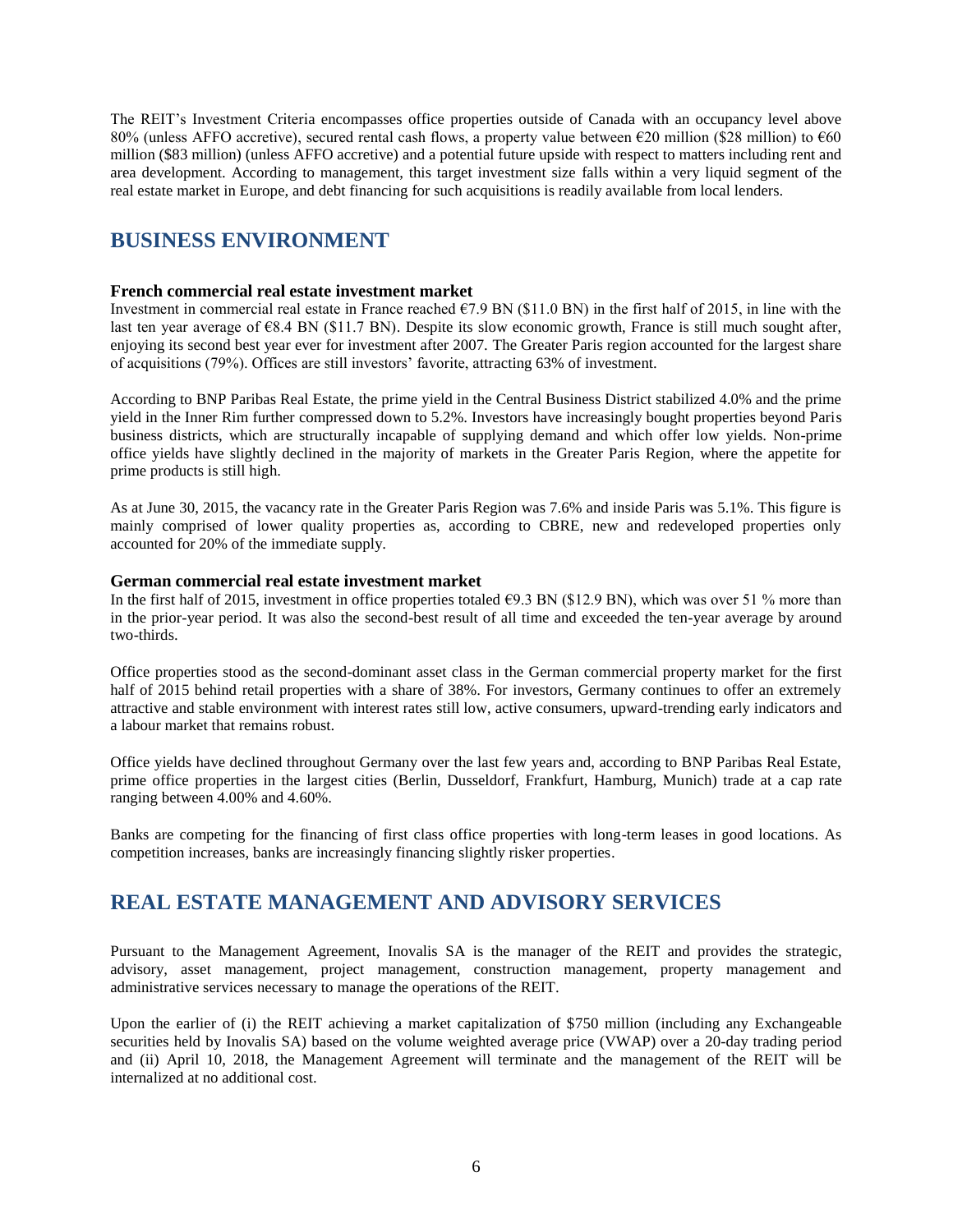The REIT's Investment Criteria encompasses office properties outside of Canada with an occupancy level above 80% (unless AFFO accretive), secured rental cash flows, a property value between €20 million ($28 million) to €60 million ($83 million) (unless AFFO accretive) and a potential future upside with respect to matters including rent and area development. According to management, this target investment size falls within a very liquid segment of the real estate market in Europe, and debt financing for such acquisitions is readily available from local lenders.

## BUSINESS ENVIRONMENT

### French commercial real estate investment market

Investment in commercial real estate in France reached €7.9 BN ($11.0 BN) in the first half of 2015, in line with the last ten year average of €8.4 BN ($11.7 BN). Despite its slow economic growth, France is still much sought after, enjoying its second best year ever for investment after 2007. The Greater Paris region accounted for the largest share of acquisitions (79%). Offices are still investors' favorite, attracting 63% of investment.

According to BNP Paribas Real Estate, the prime yield in the Central Business District stabilized 4.0% and the prime yield in the Inner Rim further compressed down to 5.2%. Investors have increasingly bought properties beyond Paris business districts, which are structurally incapable of supplying demand and which offer low yields. Non-prime office yields have slightly declined in the majority of markets in the Greater Paris Region, where the appetite for prime products is still high.

As at June 30, 2015, the vacancy rate in the Greater Paris Region was 7.6% and inside Paris was 5.1%. This figure is mainly comprised of lower quality properties as, according to CBRE, new and redeveloped properties only accounted for 20% of the immediate supply.

### German commercial real estate investment market

In the first half of 2015, investment in office properties totaled €9.3 BN ($12.9 BN), which was over 51 % more than in the prior-year period. It was also the second-best result of all time and exceeded the ten-year average by around two-thirds.

Office properties stood as the second-dominant asset class in the German commercial property market for the first half of 2015 behind retail properties with a share of 38%. For investors, Germany continues to offer an extremely attractive and stable environment with interest rates still low, active consumers, upward-trending early indicators and a labour market that remains robust.

Office yields have declined throughout Germany over the last few years and, according to BNP Paribas Real Estate, prime office properties in the largest cities (Berlin, Dusseldorf, Frankfurt, Hamburg, Munich) trade at a cap rate ranging between 4.00% and 4.60%.

Banks are competing for the financing of first class office properties with long-term leases in good locations. As competition increases, banks are increasingly financing slightly risker properties.

## REAL ESTATE MANAGEMENT AND ADVISORY SERVICES

Pursuant to the Management Agreement, Inovalis SA is the manager of the REIT and provides the strategic, advisory, asset management, project management, construction management, property management and administrative services necessary to manage the operations of the REIT.

Upon the earlier of (i) the REIT achieving a market capitalization of $750 million (including any Exchangeable securities held by Inovalis SA) based on the volume weighted average price (VWAP) over a 20-day trading period and (ii) April 10, 2018, the Management Agreement will terminate and the management of the REIT will be internalized at no additional cost.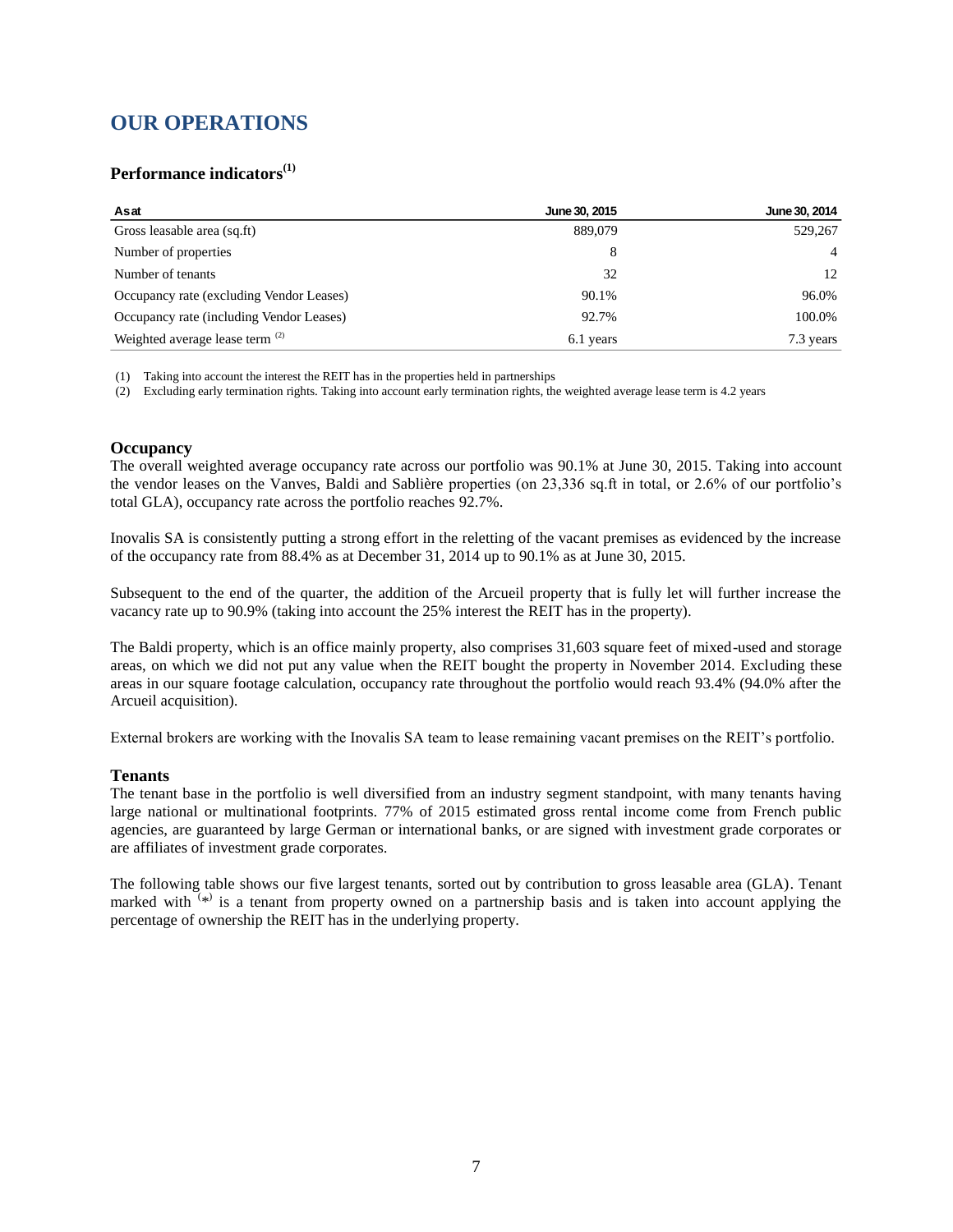# OUR OPERATIONS

## Performance indicators[1]

| As at | June 30, 2015 | June 30, 2014 |
|---|---|---|
| Gross leasable area (sq.ft) | 889,079 | 529,267 |
| Number of properties | 8 | 4 |
| Number of tenants | 32 | 12 |
| Occupancy rate (excluding Vendor Leases) | 90.1% | 96.0% |
| Occupancy rate (including Vendor Leases) | 92.7% | 100.0% |
| Weighted average lease term [2] | 6.1 years | 7.3 years |

(1) Taking into account the interest the REIT has in the properties held in partnerships

(2) Excluding early termination rights. Taking into account early termination rights, the weighted average lease term is 4.2 years

### Occupancy

The overall weighted average occupancy rate across our portfolio was 90.1% at June 30, 2015. Taking into account the vendor leases on the Vanves, Baldi and Sablière properties (on 23,336 sq.ft in total, or 2.6% of our portfolio's total GLA), occupancy rate across the portfolio reaches 92.7%.

Inovalis SA is consistently putting a strong effort in the reletting of the vacant premises as evidenced by the increase of the occupancy rate from 88.4% as at December 31, 2014 up to 90.1% as at June 30, 2015.

Subsequent to the end of the quarter, the addition of the Arcueil property that is fully let will further increase the vacancy rate up to 90.9% (taking into account the 25% interest the REIT has in the property).

The Baldi property, which is an office mainly property, also comprises 31,603 square feet of mixed-used and storage areas, on which we did not put any value when the REIT bought the property in November 2014. Excluding these areas in our square footage calculation, occupancy rate throughout the portfolio would reach 93.4% (94.0% after the Arcueil acquisition).

External brokers are working with the Inovalis SA team to lease remaining vacant premises on the REIT's portfolio.

### Tenants

The tenant base in the portfolio is well diversified from an industry segment standpoint, with many tenants having large national or multinational footprints. 77% of 2015 estimated gross rental income come from French public agencies, are guaranteed by large German or international banks, or are signed with investment grade corporates or are affiliates of investment grade corporates.

The following table shows our five largest tenants, sorted out by contribution to gross leasable area (GLA). Tenant marked with (*) is a tenant from property owned on a partnership basis and is taken into account applying the percentage of ownership the REIT has in the underlying property.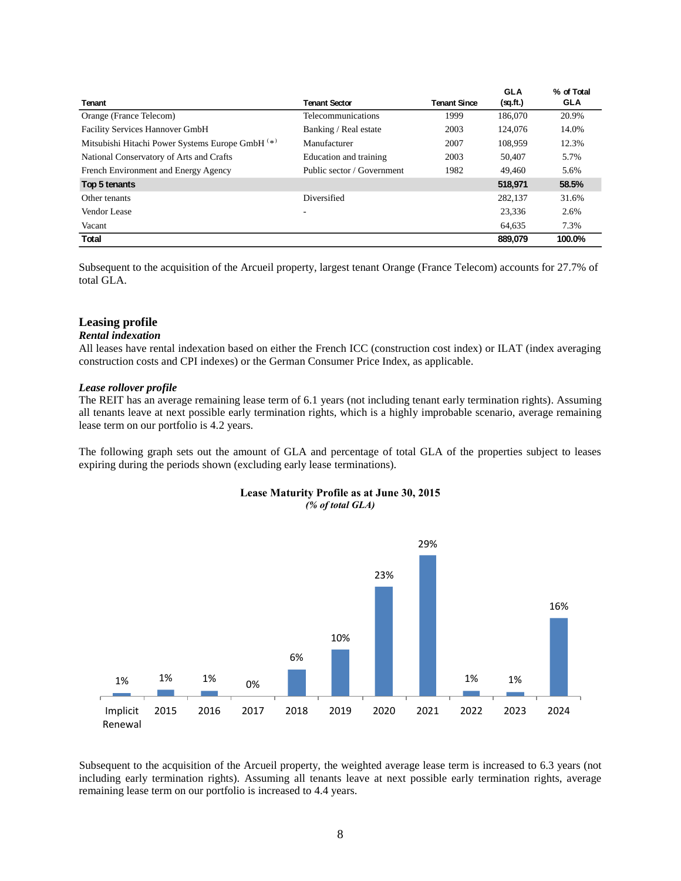| Tenant | Tenant Sector | Tenant Since | GLA (sq.ft.) | % of Total GLA |
|---|---|---|---|---|
| Orange (France Telecom) | Telecommunications | 1999 | 186,070 | 20.9% |
| Facility Services Hannover GmbH | Banking / Real estate | 2003 | 124,076 | 14.0% |
| Mitsubishi Hitachi Power Systems Europe GmbH (*) | Manufacturer | 2007 | 108,959 | 12.3% |
| National Conservatory of Arts and Crafts | Education and training | 2003 | 50,407 | 5.7% |
| French Environment and Energy Agency | Public sector / Government | 1982 | 49,460 | 5.6% |
| **Top 5 tenants** | | | **518,971** | **58.5%** |
| Other tenants | Diversified | | 282,137 | 31.6% |
| Vendor Lease | - | | 23,336 | 2.6% |
| Vacant | | | 64,635 | 7.3% |
| **Total** | | | **889,079** | **100.0%** |

Subsequent to the acquisition of the Arcueil property, largest tenant Orange (France Telecom) accounts for 27.7% of total GLA.

## Leasing profile

### *Rental indexation*

All leases have rental indexation based on either the French ICC (construction cost index) or ILAT (index averaging construction costs and CPI indexes) or the German Consumer Price Index, as applicable.

### *Lease rollover profile*

The REIT has an average remaining lease term of 6.1 years (not including tenant early termination rights). Assuming all tenants leave at next possible early termination rights, which is a highly improbable scenario, average remaining lease term on our portfolio is 4.2 years.

The following graph sets out the amount of GLA and percentage of total GLA of the properties subject to leases expiring during the periods shown (excluding early lease terminations).

**Lease Maturity Profile as at June 30, 2015**
*(% of total GLA)*

| Implicit Renewal | 2015 | 2016 | 2017 | 2018 | 2019 | 2020 | 2021 | 2022 | 2023 | 2024 |
|---|---|---|---|---|---|---|---|---|---|---|
| 1% | 1% | 1% | 0% | 6% | 10% | 23% | 29% | 1% | 1% | 16% |

Subsequent to the acquisition of the Arcueil property, the weighted average lease term is increased to 6.3 years (not including early termination rights). Assuming all tenants leave at next possible early termination rights, average remaining lease term on our portfolio is increased to 4.4 years.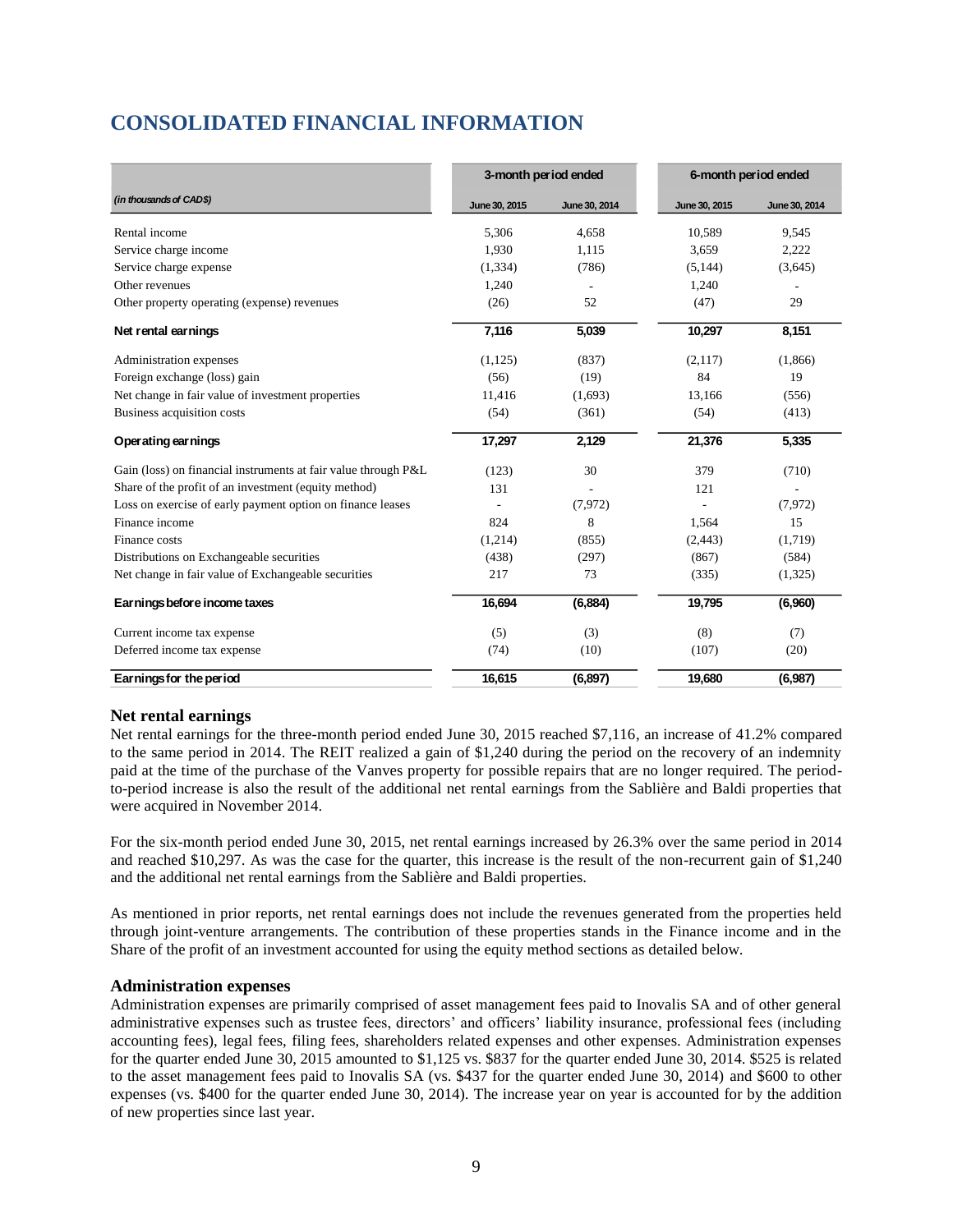# CONSOLIDATED FINANCIAL INFORMATION

| *(in thousands of CAD$)* | 3-month period ended | | 6-month period ended | |
|---|---|---|---|---|
| | June 30, 2015 | June 30, 2014 | June 30, 2015 | June 30, 2014 |
| Rental income | 5,306 | 4,658 | 10,589 | 9,545 |
| Service charge income | 1,930 | 1,115 | 3,659 | 2,222 |
| Service charge expense | (1,334) | (786) | (5,144) | (3,645) |
| Other revenues | 1,240 | - | 1,240 | - |
| Other property operating (expense) revenues | (26) | 52 | (47) | 29 |
| **Net rental earnings** | **7,116** | **5,039** | **10,297** | **8,151** |
| Administration expenses | (1,125) | (837) | (2,117) | (1,866) |
| Foreign exchange (loss) gain | (56) | (19) | 84 | 19 |
| Net change in fair value of investment properties | 11,416 | (1,693) | 13,166 | (556) |
| Business acquisition costs | (54) | (361) | (54) | (413) |
| **Operating earnings** | **17,297** | **2,129** | **21,376** | **5,335** |
| Gain (loss) on financial instruments at fair value through P&L | (123) | 30 | 379 | (710) |
| Share of the profit of an investment (equity method) | 131 | - | 121 | - |
| Loss on exercise of early payment option on finance leases | - | (7,972) | - | (7,972) |
| Finance income | 824 | 8 | 1,564 | 15 |
| Finance costs | (1,214) | (855) | (2,443) | (1,719) |
| Distributions on Exchangeable securities | (438) | (297) | (867) | (584) |
| Net change in fair value of Exchangeable securities | 217 | 73 | (335) | (1,325) |
| **Earnings before income taxes** | **16,694** | **(6,884)** | **19,795** | **(6,960)** |
| Current income tax expense | (5) | (3) | (8) | (7) |
| Deferred income tax expense | (74) | (10) | (107) | (20) |
| **Earnings for the period** | **16,615** | **(6,897)** | **19,680** | **(6,987)** |

### Net rental earnings

Net rental earnings for the three-month period ended June 30, 2015 reached $7,116, an increase of 41.2% compared to the same period in 2014. The REIT realized a gain of $1,240 during the period on the recovery of an indemnity paid at the time of the purchase of the Vanves property for possible repairs that are no longer required. The period-to-period increase is also the result of the additional net rental earnings from the Sablière and Baldi properties that were acquired in November 2014.

For the six-month period ended June 30, 2015, net rental earnings increased by 26.3% over the same period in 2014 and reached $10,297. As was the case for the quarter, this increase is the result of the non-recurrent gain of $1,240 and the additional net rental earnings from the Sablière and Baldi properties.

As mentioned in prior reports, net rental earnings does not include the revenues generated from the properties held through joint-venture arrangements. The contribution of these properties stands in the Finance income and in the Share of the profit of an investment accounted for using the equity method sections as detailed below.

### Administration expenses

Administration expenses are primarily comprised of asset management fees paid to Inovalis SA and of other general administrative expenses such as trustee fees, directors' and officers' liability insurance, professional fees (including accounting fees), legal fees, filing fees, shareholders related expenses and other expenses. Administration expenses for the quarter ended June 30, 2015 amounted to $1,125 vs. $837 for the quarter ended June 30, 2014. $525 is related to the asset management fees paid to Inovalis SA (vs. $437 for the quarter ended June 30, 2014) and $600 to other expenses (vs. $400 for the quarter ended June 30, 2014). The increase year on year is accounted for by the addition of new properties since last year.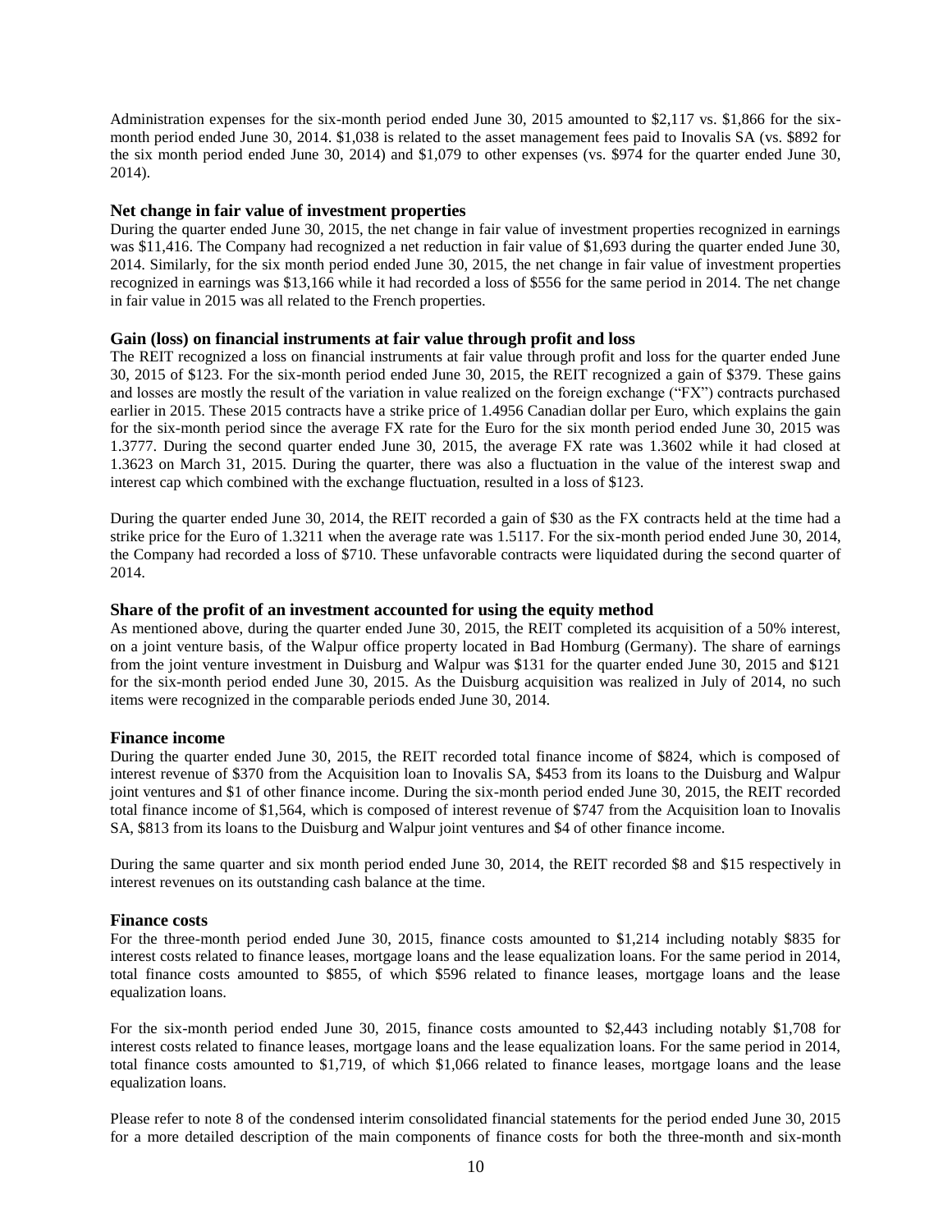Administration expenses for the six-month period ended June 30, 2015 amounted to $2,117 vs. $1,866 for the six-month period ended June 30, 2014. $1,038 is related to the asset management fees paid to Inovalis SA (vs. $892 for the six month period ended June 30, 2014) and $1,079 to other expenses (vs. $974 for the quarter ended June 30, 2014).

### Net change in fair value of investment properties

During the quarter ended June 30, 2015, the net change in fair value of investment properties recognized in earnings was $11,416. The Company had recognized a net reduction in fair value of $1,693 during the quarter ended June 30, 2014. Similarly, for the six month period ended June 30, 2015, the net change in fair value of investment properties recognized in earnings was $13,166 while it had recorded a loss of $556 for the same period in 2014. The net change in fair value in 2015 was all related to the French properties.

### Gain (loss) on financial instruments at fair value through profit and loss

The REIT recognized a loss on financial instruments at fair value through profit and loss for the quarter ended June 30, 2015 of $123. For the six-month period ended June 30, 2015, the REIT recognized a gain of $379. These gains and losses are mostly the result of the variation in value realized on the foreign exchange ("FX") contracts purchased earlier in 2015. These 2015 contracts have a strike price of 1.4956 Canadian dollar per Euro, which explains the gain for the six-month period since the average FX rate for the Euro for the six month period ended June 30, 2015 was 1.3777. During the second quarter ended June 30, 2015, the average FX rate was 1.3602 while it had closed at 1.3623 on March 31, 2015. During the quarter, there was also a fluctuation in the value of the interest swap and interest cap which combined with the exchange fluctuation, resulted in a loss of $123.

During the quarter ended June 30, 2014, the REIT recorded a gain of $30 as the FX contracts held at the time had a strike price for the Euro of 1.3211 when the average rate was 1.5117. For the six-month period ended June 30, 2014, the Company had recorded a loss of $710. These unfavorable contracts were liquidated during the second quarter of 2014.

### Share of the profit of an investment accounted for using the equity method

As mentioned above, during the quarter ended June 30, 2015, the REIT completed its acquisition of a 50% interest, on a joint venture basis, of the Walpur office property located in Bad Homburg (Germany). The share of earnings from the joint venture investment in Duisburg and Walpur was $131 for the quarter ended June 30, 2015 and $121 for the six-month period ended June 30, 2015. As the Duisburg acquisition was realized in July of 2014, no such items were recognized in the comparable periods ended June 30, 2014.

### Finance income

During the quarter ended June 30, 2015, the REIT recorded total finance income of $824, which is composed of interest revenue of $370 from the Acquisition loan to Inovalis SA, $453 from its loans to the Duisburg and Walpur joint ventures and $1 of other finance income. During the six-month period ended June 30, 2015, the REIT recorded total finance income of $1,564, which is composed of interest revenue of $747 from the Acquisition loan to Inovalis SA, $813 from its loans to the Duisburg and Walpur joint ventures and $4 of other finance income.

During the same quarter and six month period ended June 30, 2014, the REIT recorded $8 and $15 respectively in interest revenues on its outstanding cash balance at the time.

### Finance costs

For the three-month period ended June 30, 2015, finance costs amounted to $1,214 including notably $835 for interest costs related to finance leases, mortgage loans and the lease equalization loans. For the same period in 2014, total finance costs amounted to $855, of which $596 related to finance leases, mortgage loans and the lease equalization loans.

For the six-month period ended June 30, 2015, finance costs amounted to $2,443 including notably $1,708 for interest costs related to finance leases, mortgage loans and the lease equalization loans. For the same period in 2014, total finance costs amounted to $1,719, of which $1,066 related to finance leases, mortgage loans and the lease equalization loans.

Please refer to note 8 of the condensed interim consolidated financial statements for the period ended June 30, 2015 for a more detailed description of the main components of finance costs for both the three-month and six-month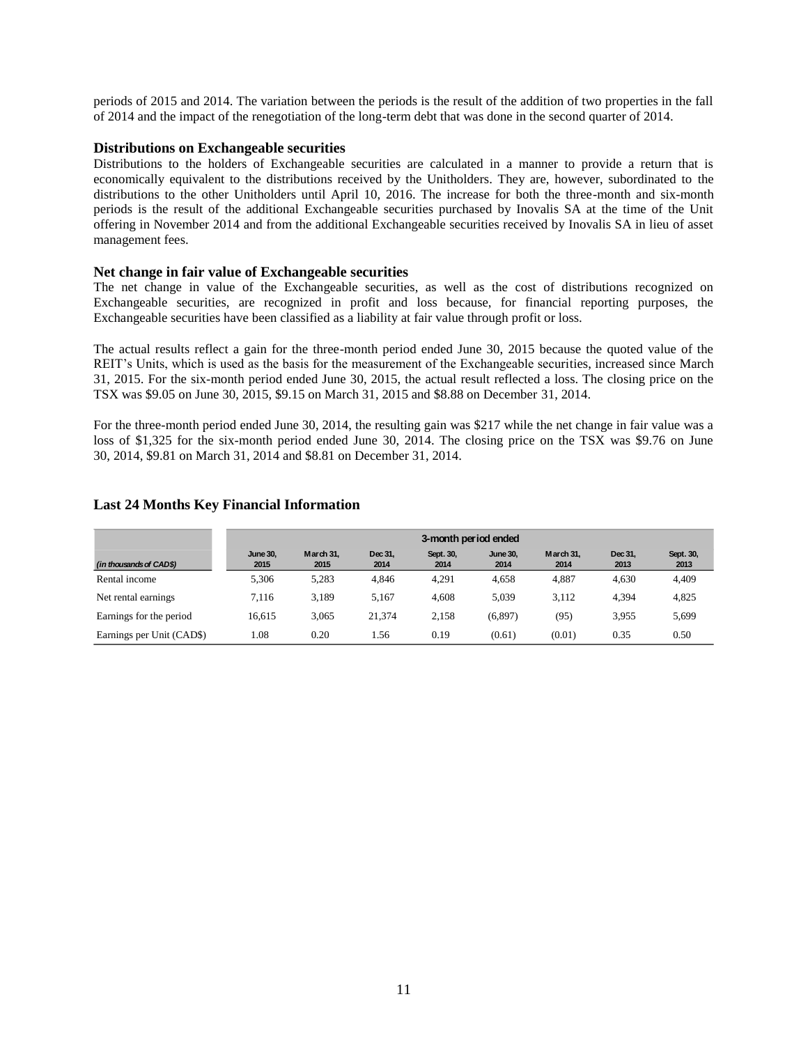periods of 2015 and 2014. The variation between the periods is the result of the addition of two properties in the fall of 2014 and the impact of the renegotiation of the long-term debt that was done in the second quarter of 2014.

### Distributions on Exchangeable securities

Distributions to the holders of Exchangeable securities are calculated in a manner to provide a return that is economically equivalent to the distributions received by the Unitholders. They are, however, subordinated to the distributions to the other Unitholders until April 10, 2016. The increase for both the three-month and six-month periods is the result of the additional Exchangeable securities purchased by Inovalis SA at the time of the Unit offering in November 2014 and from the additional Exchangeable securities received by Inovalis SA in lieu of asset management fees.

### Net change in fair value of Exchangeable securities

The net change in value of the Exchangeable securities, as well as the cost of distributions recognized on Exchangeable securities, are recognized in profit and loss because, for financial reporting purposes, the Exchangeable securities have been classified as a liability at fair value through profit or loss.

The actual results reflect a gain for the three-month period ended June 30, 2015 because the quoted value of the REIT's Units, which is used as the basis for the measurement of the Exchangeable securities, increased since March 31, 2015. For the six-month period ended June 30, 2015, the actual result reflected a loss. The closing price on the TSX was $9.05 on June 30, 2015, $9.15 on March 31, 2015 and $8.88 on December 31, 2014.

For the three-month period ended June 30, 2014, the resulting gain was $217 while the net change in fair value was a loss of $1,325 for the six-month period ended June 30, 2014. The closing price on the TSX was $9.76 on June 30, 2014, $9.81 on March 31, 2014 and $8.81 on December 31, 2014.

## Last 24 Months Key Financial Information

| | 3-month period ended | | | | | | | |
|---|---|---|---|---|---|---|---|---|
| *(in thousands of CAD$)* | June 30, 2015 | March 31, 2015 | Dec 31, 2014 | Sept. 30, 2014 | June 30, 2014 | March 31, 2014 | Dec 31, 2013 | Sept. 30, 2013 |
| Rental income | 5,306 | 5,283 | 4,846 | 4,291 | 4,658 | 4,887 | 4,630 | 4,409 |
| Net rental earnings | 7,116 | 3,189 | 5,167 | 4,608 | 5,039 | 3,112 | 4,394 | 4,825 |
| Earnings for the period | 16,615 | 3,065 | 21,374 | 2,158 | (6,897) | (95) | 3,955 | 5,699 |
| Earnings per Unit (CAD$) | 1.08 | 0.20 | 1.56 | 0.19 | (0.61) | (0.01) | 0.35 | 0.50 |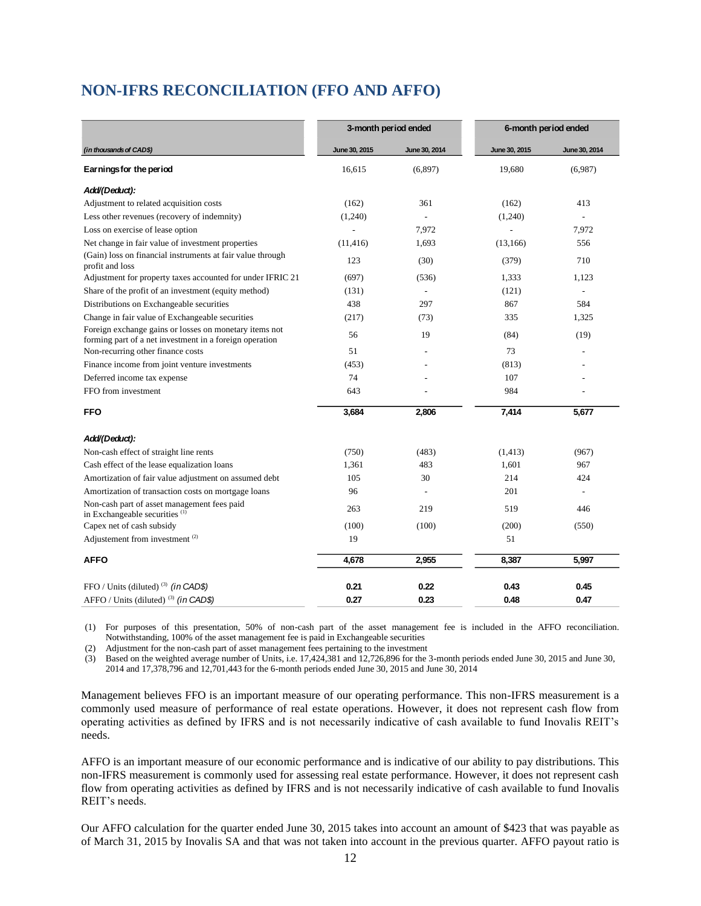## NON-IFRS RECONCILIATION (FFO AND AFFO)

| | 3-month period ended | | 6-month period ended | |
|---|---|---|---|---|
| *(in thousands of CAD$)* | June 30, 2015 | June 30, 2014 | June 30, 2015 | June 30, 2014 |
| **Earnings for the period** | 16,615 | (6,897) | 19,680 | (6,987) |
| ***Add/(Deduct):*** | | | | |
| Adjustment to related acquisition costs | (162) | 361 | (162) | 413 |
| Less other revenues (recovery of indemnity) | (1,240) | - | (1,240) | - |
| Loss on exercise of lease option | - | 7,972 | - | 7,972 |
| Net change in fair value of investment properties | (11,416) | 1,693 | (13,166) | 556 |
| (Gain) loss on financial instruments at fair value through profit and loss | 123 | (30) | (379) | 710 |
| Adjustment for property taxes accounted for under IFRIC 21 | (697) | (536) | 1,333 | 1,123 |
| Share of the profit of an investment (equity method) | (131) | - | (121) | - |
| Distributions on Exchangeable securities | 438 | 297 | 867 | 584 |
| Change in fair value of Exchangeable securities | (217) | (73) | 335 | 1,325 |
| Foreign exchange gains or losses on monetary items not forming part of a net investment in a foreign operation | 56 | 19 | (84) | (19) |
| Non-recurring other finance costs | 51 | - | 73 | - |
| Finance income from joint venture investments | (453) | - | (813) | - |
| Deferred income tax expense | 74 | - | 107 | - |
| FFO from investment | 643 | - | 984 | - |
| **FFO** | **3,684** | **2,806** | **7,414** | **5,677** |
| ***Add/(Deduct):*** | | | | |
| Non-cash effect of straight line rents | (750) | (483) | (1,413) | (967) |
| Cash effect of the lease equalization loans | 1,361 | 483 | 1,601 | 967 |
| Amortization of fair value adjustment on assumed debt | 105 | 30 | 214 | 424 |
| Amortization of transaction costs on mortgage loans | 96 | - | 201 | - |
| Non-cash part of asset management fees paid in Exchangeable securities (1) | 263 | 219 | 519 | 446 |
| Capex net of cash subsidy | (100) | (100) | (200) | (550) |
| Adjustement from investment (2) | 19 | | 51 | |
| **AFFO** | **4,678** | **2,955** | **8,387** | **5,997** |
| FFO / Units (diluted) (3) *(in CAD$)* | **0.21** | **0.22** | **0.43** | **0.45** |
| AFFO / Units (diluted) (3) *(in CAD$)* | **0.27** | **0.23** | **0.48** | **0.47** |

(1) For purposes of this presentation, 50% of non-cash part of the asset management fee is included in the AFFO reconciliation. Notwithstanding, 100% of the asset management fee is paid in Exchangeable securities

(2) Adjustment for the non-cash part of asset management fees pertaining to the investment

(3) Based on the weighted average number of Units, i.e. 17,424,381 and 12,726,896 for the 3-month periods ended June 30, 2015 and June 30, 2014 and 17,378,796 and 12,701,443 for the 6-month periods ended June 30, 2015 and June 30, 2014

Management believes FFO is an important measure of our operating performance. This non-IFRS measurement is a commonly used measure of performance of real estate operations. However, it does not represent cash flow from operating activities as defined by IFRS and is not necessarily indicative of cash available to fund Inovalis REIT's needs.

AFFO is an important measure of our economic performance and is indicative of our ability to pay distributions. This non-IFRS measurement is commonly used for assessing real estate performance. However, it does not represent cash flow from operating activities as defined by IFRS and is not necessarily indicative of cash available to fund Inovalis REIT's needs.

Our AFFO calculation for the quarter ended June 30, 2015 takes into account an amount of $423 that was payable as of March 31, 2015 by Inovalis SA and that was not taken into account in the previous quarter. AFFO payout ratio is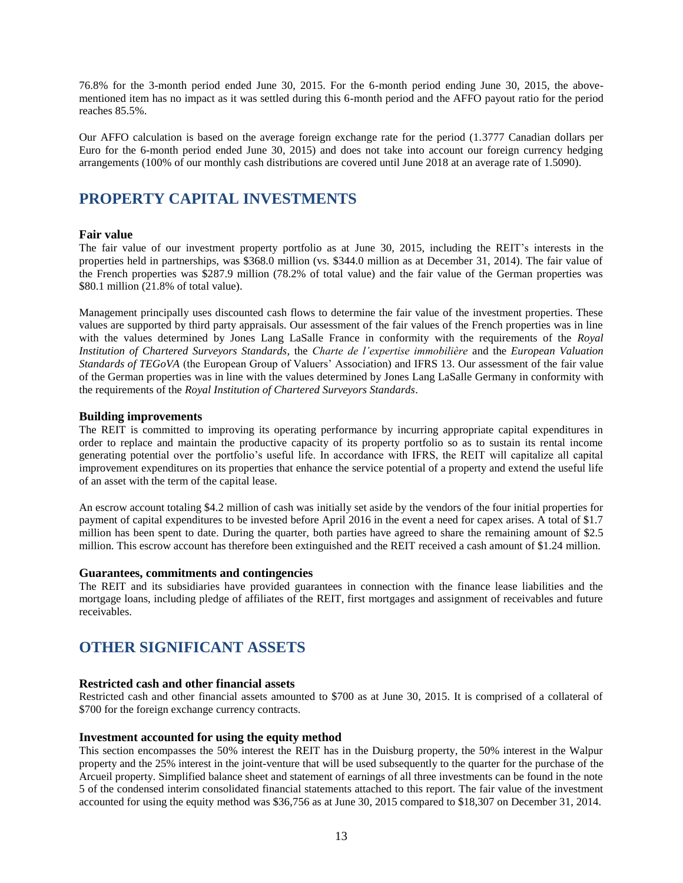76.8% for the 3-month period ended June 30, 2015. For the 6-month period ending June 30, 2015, the above-mentioned item has no impact as it was settled during this 6-month period and the AFFO payout ratio for the period reaches 85.5%.

Our AFFO calculation is based on the average foreign exchange rate for the period (1.3777 Canadian dollars per Euro for the 6-month period ended June 30, 2015) and does not take into account our foreign currency hedging arrangements (100% of our monthly cash distributions are covered until June 2018 at an average rate of 1.5090).

# PROPERTY CAPITAL INVESTMENTS

### Fair value

The fair value of our investment property portfolio as at June 30, 2015, including the REIT's interests in the properties held in partnerships, was $368.0 million (vs. $344.0 million as at December 31, 2014). The fair value of the French properties was $287.9 million (78.2% of total value) and the fair value of the German properties was $80.1 million (21.8% of total value).

Management principally uses discounted cash flows to determine the fair value of the investment properties. These values are supported by third party appraisals. Our assessment of the fair values of the French properties was in line with the values determined by Jones Lang LaSalle France in conformity with the requirements of the *Royal Institution of Chartered Surveyors Standards*, the *Charte de l'expertise immobilière* and the *European Valuation Standards of TEGoVA* (the European Group of Valuers' Association) and IFRS 13. Our assessment of the fair value of the German properties was in line with the values determined by Jones Lang LaSalle Germany in conformity with the requirements of the *Royal Institution of Chartered Surveyors Standards*.

### Building improvements

The REIT is committed to improving its operating performance by incurring appropriate capital expenditures in order to replace and maintain the productive capacity of its property portfolio so as to sustain its rental income generating potential over the portfolio's useful life. In accordance with IFRS, the REIT will capitalize all capital improvement expenditures on its properties that enhance the service potential of a property and extend the useful life of an asset with the term of the capital lease.

An escrow account totaling $4.2 million of cash was initially set aside by the vendors of the four initial properties for payment of capital expenditures to be invested before April 2016 in the event a need for capex arises. A total of $1.7 million has been spent to date. During the quarter, both parties have agreed to share the remaining amount of $2.5 million. This escrow account has therefore been extinguished and the REIT received a cash amount of $1.24 million.

### Guarantees, commitments and contingencies

The REIT and its subsidiaries have provided guarantees in connection with the finance lease liabilities and the mortgage loans, including pledge of affiliates of the REIT, first mortgages and assignment of receivables and future receivables.

# OTHER SIGNIFICANT ASSETS

### Restricted cash and other financial assets

Restricted cash and other financial assets amounted to $700 as at June 30, 2015. It is comprised of a collateral of $700 for the foreign exchange currency contracts.

### Investment accounted for using the equity method

This section encompasses the 50% interest the REIT has in the Duisburg property, the 50% interest in the Walpur property and the 25% interest in the joint-venture that will be used subsequently to the quarter for the purchase of the Arcueil property. Simplified balance sheet and statement of earnings of all three investments can be found in the note 5 of the condensed interim consolidated financial statements attached to this report. The fair value of the investment accounted for using the equity method was $36,756 as at June 30, 2015 compared to $18,307 on December 31, 2014.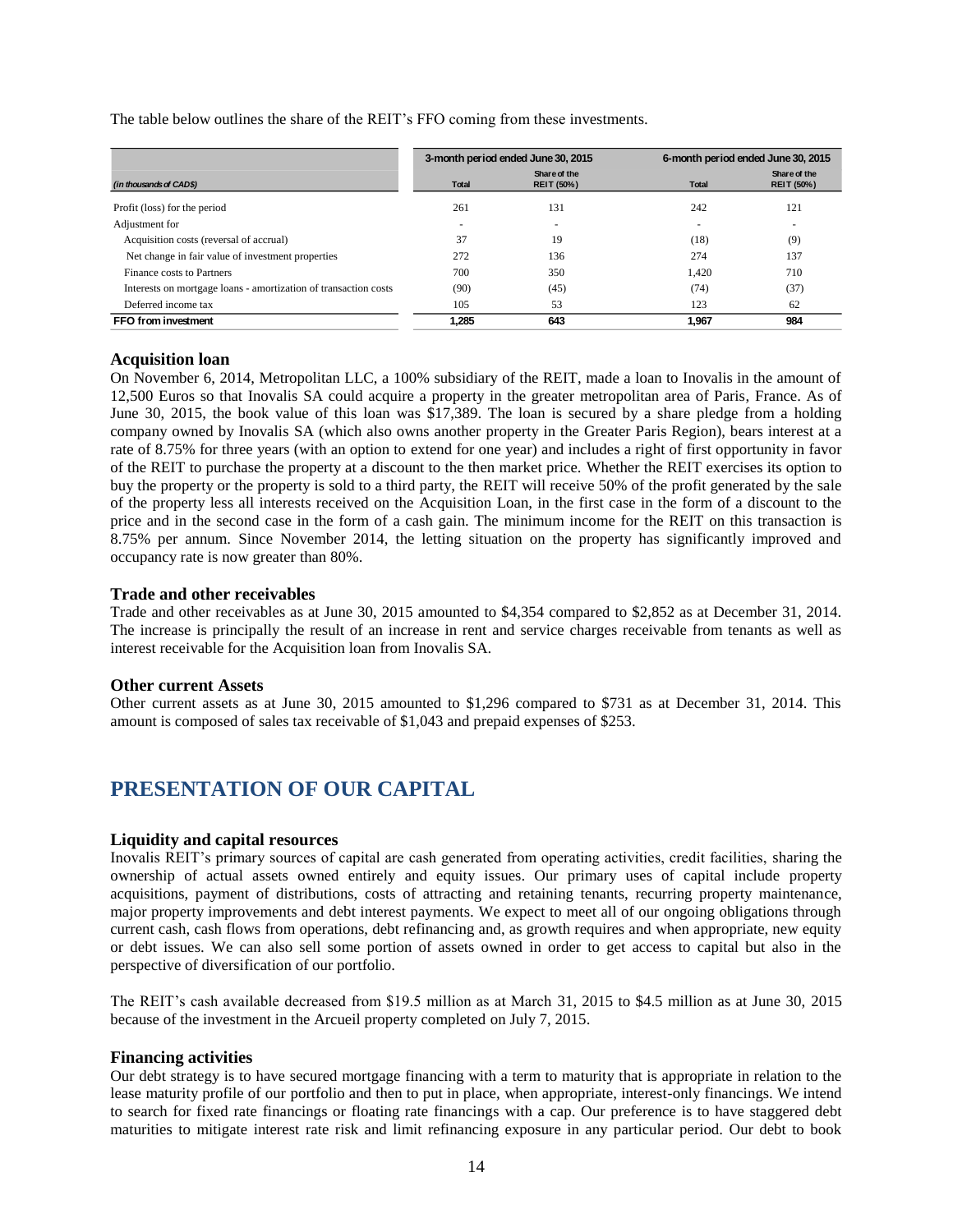The table below outlines the share of the REIT's FFO coming from these investments.

| *(in thousands of CAD$)* | 3-month period ended June 30, 2015 | | 6-month period ended June 30, 2015 | |
|---|---|---|---|---|
| | Total | Share of the REIT (50%) | Total | Share of the REIT (50%) |
| Profit (loss) for the period | 261 | 131 | 242 | 121 |
| Adjustment for | - | - | - | - |
| Acquisition costs (reversal of accrual) | 37 | 19 | (18) | (9) |
| Net change in fair value of investment properties | 272 | 136 | 274 | 137 |
| Finance costs to Partners | 700 | 350 | 1,420 | 710 |
| Interests on mortgage loans - amortization of transaction costs | (90) | (45) | (74) | (37) |
| Deferred income tax | 105 | 53 | 123 | 62 |
| **FFO from investment** | **1,285** | **643** | **1,967** | **984** |

### Acquisition loan

On November 6, 2014, Metropolitan LLC, a 100% subsidiary of the REIT, made a loan to Inovalis in the amount of 12,500 Euros so that Inovalis SA could acquire a property in the greater metropolitan area of Paris, France. As of June 30, 2015, the book value of this loan was $17,389. The loan is secured by a share pledge from a holding company owned by Inovalis SA (which also owns another property in the Greater Paris Region), bears interest at a rate of 8.75% for three years (with an option to extend for one year) and includes a right of first opportunity in favor of the REIT to purchase the property at a discount to the then market price. Whether the REIT exercises its option to buy the property or the property is sold to a third party, the REIT will receive 50% of the profit generated by the sale of the property less all interests received on the Acquisition Loan, in the first case in the form of a discount to the price and in the second case in the form of a cash gain. The minimum income for the REIT on this transaction is 8.75% per annum. Since November 2014, the letting situation on the property has significantly improved and occupancy rate is now greater than 80%.

### Trade and other receivables

Trade and other receivables as at June 30, 2015 amounted to $4,354 compared to $2,852 as at December 31, 2014. The increase is principally the result of an increase in rent and service charges receivable from tenants as well as interest receivable for the Acquisition loan from Inovalis SA.

### Other current Assets

Other current assets as at June 30, 2015 amounted to $1,296 compared to $731 as at December 31, 2014. This amount is composed of sales tax receivable of $1,043 and prepaid expenses of $253.

## PRESENTATION OF OUR CAPITAL

### Liquidity and capital resources

Inovalis REIT's primary sources of capital are cash generated from operating activities, credit facilities, sharing the ownership of actual assets owned entirely and equity issues. Our primary uses of capital include property acquisitions, payment of distributions, costs of attracting and retaining tenants, recurring property maintenance, major property improvements and debt interest payments. We expect to meet all of our ongoing obligations through current cash, cash flows from operations, debt refinancing and, as growth requires and when appropriate, new equity or debt issues. We can also sell some portion of assets owned in order to get access to capital but also in the perspective of diversification of our portfolio.

The REIT's cash available decreased from $19.5 million as at March 31, 2015 to $4.5 million as at June 30, 2015 because of the investment in the Arcueil property completed on July 7, 2015.

### Financing activities

Our debt strategy is to have secured mortgage financing with a term to maturity that is appropriate in relation to the lease maturity profile of our portfolio and then to put in place, when appropriate, interest-only financings. We intend to search for fixed rate financings or floating rate financings with a cap. Our preference is to have staggered debt maturities to mitigate interest rate risk and limit refinancing exposure in any particular period. Our debt to book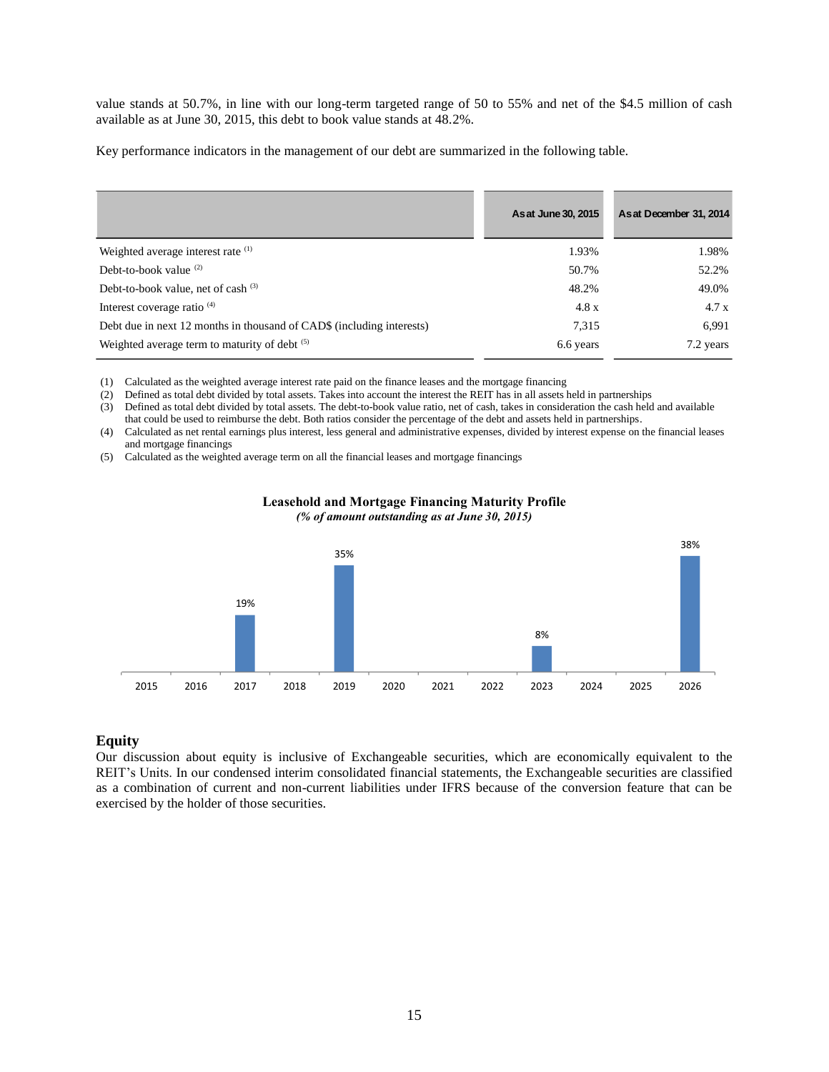value stands at 50.7%, in line with our long-term targeted range of 50 to 55% and net of the $4.5 million of cash available as at June 30, 2015, this debt to book value stands at 48.2%.

Key performance indicators in the management of our debt are summarized in the following table.

| | As at June 30, 2015 | As at December 31, 2014 |
|---|---|---|
| Weighted average interest rate (1) | 1.93% | 1.98% |
| Debt-to-book value (2) | 50.7% | 52.2% |
| Debt-to-book value, net of cash (3) | 48.2% | 49.0% |
| Interest coverage ratio (4) | 4.8 x | 4.7 x |
| Debt due in next 12 months in thousand of CAD$ (including interests) | 7,315 | 6,991 |
| Weighted average term to maturity of debt (5) | 6.6 years | 7.2 years |

(1) Calculated as the weighted average interest rate paid on the finance leases and the mortgage financing
(2) Defined as total debt divided by total assets. Takes into account the interest the REIT has in all assets held in partnerships
(3) Defined as total debt divided by total assets. The debt-to-book value ratio, net of cash, takes in consideration the cash held and available that could be used to reimburse the debt. Both ratios consider the percentage of the debt and assets held in partnerships.
(4) Calculated as net rental earnings plus interest, less general and administrative expenses, divided by interest expense on the financial leases and mortgage financings
(5) Calculated as the weighted average term on all the financial leases and mortgage financings

**Leasehold and Mortgage Financing Maturity Profile**
***(% of amount outstanding as at June 30, 2015)***

| 2015 | 2016 | 2017 | 2018 | 2019 | 2020 | 2021 | 2022 | 2023 | 2024 | 2025 | 2026 |
|---|---|---|---|---|---|---|---|---|---|---|---|
| | | 19% | | 35% | | | | 8% | | | 38% |

## Equity

Our discussion about equity is inclusive of Exchangeable securities, which are economically equivalent to the REIT's Units. In our condensed interim consolidated financial statements, the Exchangeable securities are classified as a combination of current and non-current liabilities under IFRS because of the conversion feature that can be exercised by the holder of those securities.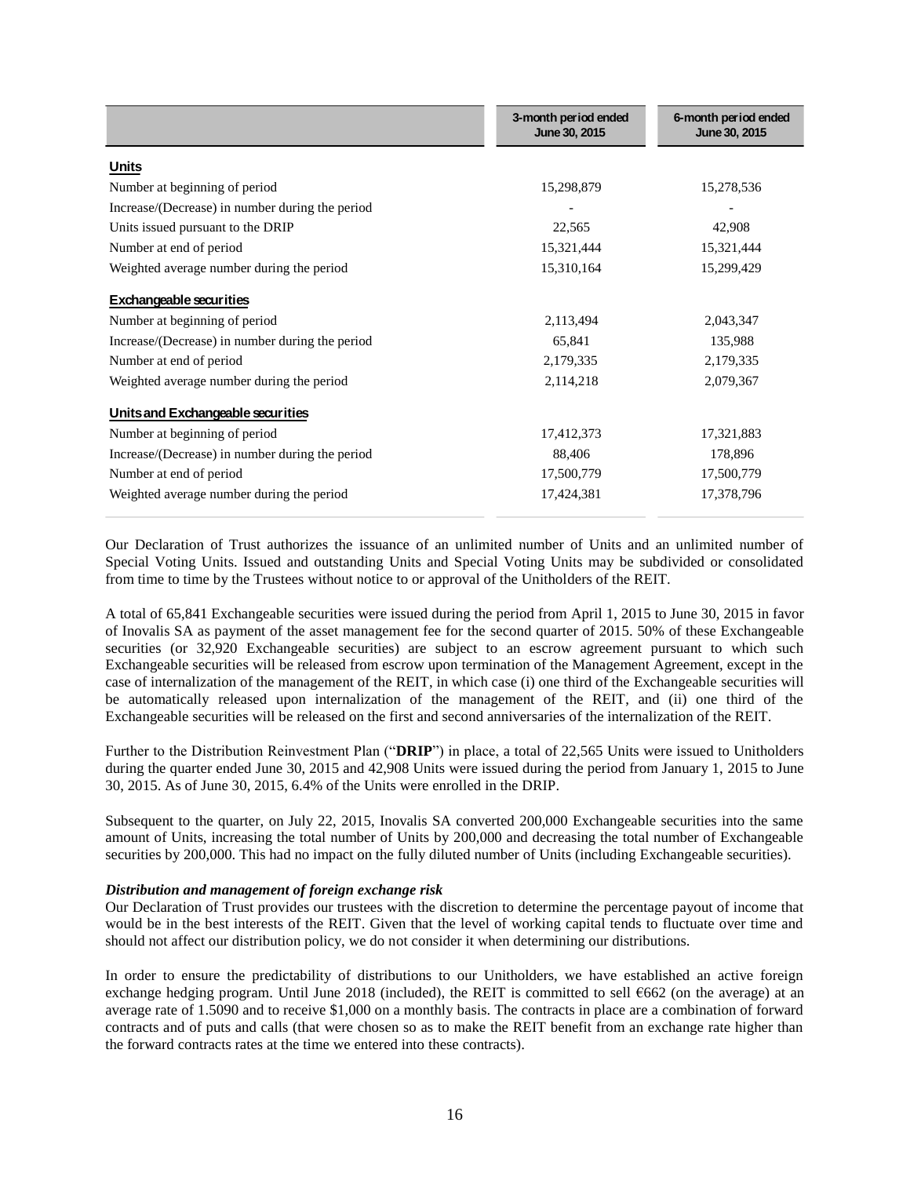| | 3-month period ended June 30, 2015 | 6-month period ended June 30, 2015 |
|---|---|---|
| **Units** | | |
| Number at beginning of period | 15,298,879 | 15,278,536 |
| Increase/(Decrease) in number during the period | - | - |
| Units issued pursuant to the DRIP | 22,565 | 42,908 |
| Number at end of period | 15,321,444 | 15,321,444 |
| Weighted average number during the period | 15,310,164 | 15,299,429 |
| **Exchangeable securities** | | |
| Number at beginning of period | 2,113,494 | 2,043,347 |
| Increase/(Decrease) in number during the period | 65,841 | 135,988 |
| Number at end of period | 2,179,335 | 2,179,335 |
| Weighted average number during the period | 2,114,218 | 2,079,367 |
| **Units and Exchangeable securities** | | |
| Number at beginning of period | 17,412,373 | 17,321,883 |
| Increase/(Decrease) in number during the period | 88,406 | 178,896 |
| Number at end of period | 17,500,779 | 17,500,779 |
| Weighted average number during the period | 17,424,381 | 17,378,796 |

Our Declaration of Trust authorizes the issuance of an unlimited number of Units and an unlimited number of Special Voting Units. Issued and outstanding Units and Special Voting Units may be subdivided or consolidated from time to time by the Trustees without notice to or approval of the Unitholders of the REIT.

A total of 65,841 Exchangeable securities were issued during the period from April 1, 2015 to June 30, 2015 in favor of Inovalis SA as payment of the asset management fee for the second quarter of 2015. 50% of these Exchangeable securities (or 32,920 Exchangeable securities) are subject to an escrow agreement pursuant to which such Exchangeable securities will be released from escrow upon termination of the Management Agreement, except in the case of internalization of the management of the REIT, in which case (i) one third of the Exchangeable securities will be automatically released upon internalization of the management of the REIT, and (ii) one third of the Exchangeable securities will be released on the first and second anniversaries of the internalization of the REIT.

Further to the Distribution Reinvestment Plan ("**DRIP**") in place, a total of 22,565 Units were issued to Unitholders during the quarter ended June 30, 2015 and 42,908 Units were issued during the period from January 1, 2015 to June 30, 2015. As of June 30, 2015, 6.4% of the Units were enrolled in the DRIP.

Subsequent to the quarter, on July 22, 2015, Inovalis SA converted 200,000 Exchangeable securities into the same amount of Units, increasing the total number of Units by 200,000 and decreasing the total number of Exchangeable securities by 200,000. This had no impact on the fully diluted number of Units (including Exchangeable securities).

***Distribution and management of foreign exchange risk***

Our Declaration of Trust provides our trustees with the discretion to determine the percentage payout of income that would be in the best interests of the REIT. Given that the level of working capital tends to fluctuate over time and should not affect our distribution policy, we do not consider it when determining our distributions.

In order to ensure the predictability of distributions to our Unitholders, we have established an active foreign exchange hedging program. Until June 2018 (included), the REIT is committed to sell €662 (on the average) at an average rate of 1.5090 and to receive $1,000 on a monthly basis. The contracts in place are a combination of forward contracts and of puts and calls (that were chosen so as to make the REIT benefit from an exchange rate higher than the forward contracts rates at the time we entered into these contracts).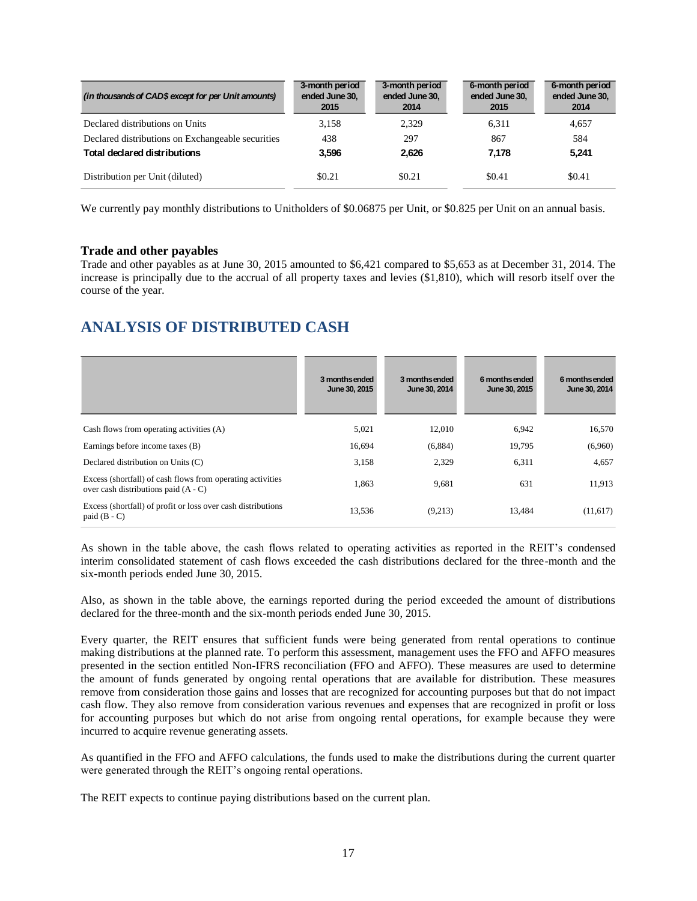| *(in thousands of CAD$ except for per Unit amounts)* | 3-month period ended June 30, 2015 | 3-month period ended June 30, 2014 | 6-month period ended June 30, 2015 | 6-month period ended June 30, 2014 |
|---|---|---|---|---|
| Declared distributions on Units | 3,158 | 2,329 | 6,311 | 4,657 |
| Declared distributions on Exchangeable securities | 438 | 297 | 867 | 584 |
| **Total declared distributions** | **3,596** | **2,626** | **7,178** | **5,241** |
| Distribution per Unit (diluted) | $0.21 | $0.21 | $0.41 | $0.41 |

We currently pay monthly distributions to Unitholders of $0.06875 per Unit, or $0.825 per Unit on an annual basis.

### Trade and other payables

Trade and other payables as at June 30, 2015 amounted to $6,421 compared to $5,653 as at December 31, 2014. The increase is principally due to the accrual of all property taxes and levies ($1,810), which will resorb itself over the course of the year.

## ANALYSIS OF DISTRIBUTED CASH

| | 3 months ended June 30, 2015 | 3 months ended June 30, 2014 | 6 months ended June 30, 2015 | 6 months ended June 30, 2014 |
|---|---|---|---|---|
| Cash flows from operating activities (A) | 5,021 | 12,010 | 6,942 | 16,570 |
| Earnings before income taxes (B) | 16,694 | (6,884) | 19,795 | (6,960) |
| Declared distribution on Units (C) | 3,158 | 2,329 | 6,311 | 4,657 |
| Excess (shortfall) of cash flows from operating activities over cash distributions paid (A - C) | 1,863 | 9,681 | 631 | 11,913 |
| Excess (shortfall) of profit or loss over cash distributions paid (B - C) | 13,536 | (9,213) | 13,484 | (11,617) |

As shown in the table above, the cash flows related to operating activities as reported in the REIT's condensed interim consolidated statement of cash flows exceeded the cash distributions declared for the three-month and the six-month periods ended June 30, 2015.

Also, as shown in the table above, the earnings reported during the period exceeded the amount of distributions declared for the three-month and the six-month periods ended June 30, 2015.

Every quarter, the REIT ensures that sufficient funds were being generated from rental operations to continue making distributions at the planned rate. To perform this assessment, management uses the FFO and AFFO measures presented in the section entitled Non-IFRS reconciliation (FFO and AFFO). These measures are used to determine the amount of funds generated by ongoing rental operations that are available for distribution. These measures remove from consideration those gains and losses that are recognized for accounting purposes but that do not impact cash flow. They also remove from consideration various revenues and expenses that are recognized in profit or loss for accounting purposes but which do not arise from ongoing rental operations, for example because they were incurred to acquire revenue generating assets.

As quantified in the FFO and AFFO calculations, the funds used to make the distributions during the current quarter were generated through the REIT's ongoing rental operations.

The REIT expects to continue paying distributions based on the current plan.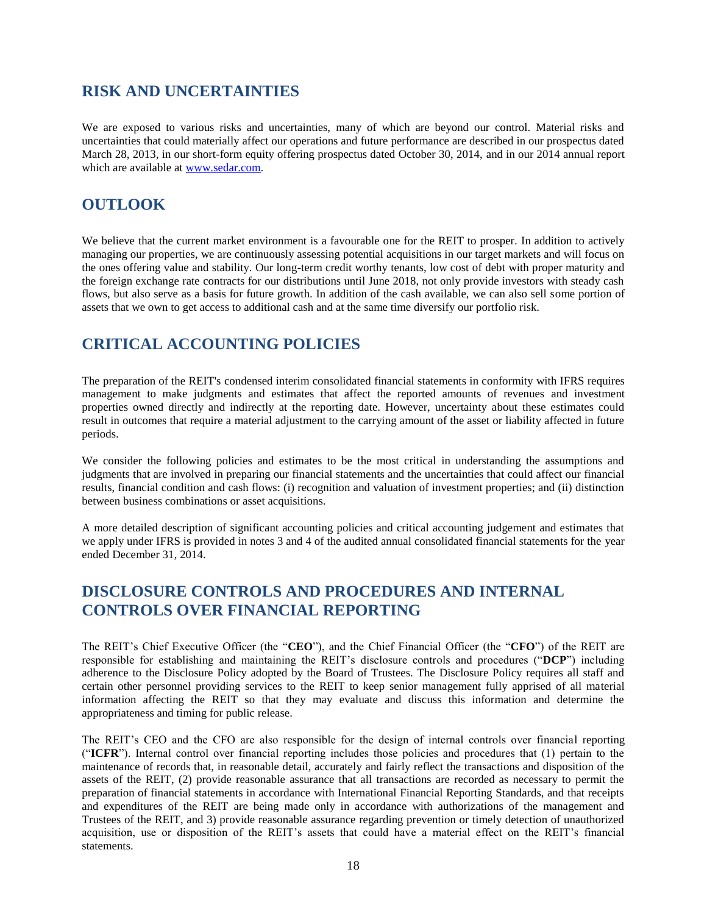## RISK AND UNCERTAINTIES

We are exposed to various risks and uncertainties, many of which are beyond our control. Material risks and uncertainties that could materially affect our operations and future performance are described in our prospectus dated March 28, 2013, in our short-form equity offering prospectus dated October 30, 2014, and in our 2014 annual report which are available at [www.sedar.com](www.sedar.com).

## OUTLOOK

We believe that the current market environment is a favourable one for the REIT to prosper. In addition to actively managing our properties, we are continuously assessing potential acquisitions in our target markets and will focus on the ones offering value and stability. Our long-term credit worthy tenants, low cost of debt with proper maturity and the foreign exchange rate contracts for our distributions until June 2018, not only provide investors with steady cash flows, but also serve as a basis for future growth. In addition of the cash available, we can also sell some portion of assets that we own to get access to additional cash and at the same time diversify our portfolio risk.

## CRITICAL ACCOUNTING POLICIES

The preparation of the REIT's condensed interim consolidated financial statements in conformity with IFRS requires management to make judgments and estimates that affect the reported amounts of revenues and investment properties owned directly and indirectly at the reporting date. However, uncertainty about these estimates could result in outcomes that require a material adjustment to the carrying amount of the asset or liability affected in future periods.

We consider the following policies and estimates to be the most critical in understanding the assumptions and judgments that are involved in preparing our financial statements and the uncertainties that could affect our financial results, financial condition and cash flows: (i) recognition and valuation of investment properties; and (ii) distinction between business combinations or asset acquisitions.

A more detailed description of significant accounting policies and critical accounting judgement and estimates that we apply under IFRS is provided in notes 3 and 4 of the audited annual consolidated financial statements for the year ended December 31, 2014.

## DISCLOSURE CONTROLS AND PROCEDURES AND INTERNAL CONTROLS OVER FINANCIAL REPORTING

The REIT's Chief Executive Officer (the "**CEO**"), and the Chief Financial Officer (the "**CFO**") of the REIT are responsible for establishing and maintaining the REIT's disclosure controls and procedures ("**DCP**") including adherence to the Disclosure Policy adopted by the Board of Trustees. The Disclosure Policy requires all staff and certain other personnel providing services to the REIT to keep senior management fully apprised of all material information affecting the REIT so that they may evaluate and discuss this information and determine the appropriateness and timing for public release.

The REIT's CEO and the CFO are also responsible for the design of internal controls over financial reporting ("**ICFR**"). Internal control over financial reporting includes those policies and procedures that (1) pertain to the maintenance of records that, in reasonable detail, accurately and fairly reflect the transactions and disposition of the assets of the REIT, (2) provide reasonable assurance that all transactions are recorded as necessary to permit the preparation of financial statements in accordance with International Financial Reporting Standards, and that receipts and expenditures of the REIT are being made only in accordance with authorizations of the management and Trustees of the REIT, and 3) provide reasonable assurance regarding prevention or timely detection of unauthorized acquisition, use or disposition of the REIT's assets that could have a material effect on the REIT's financial statements.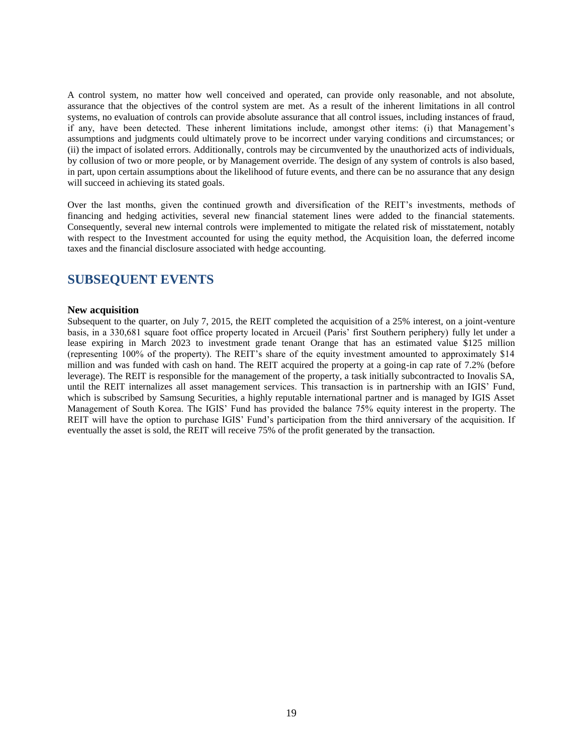A control system, no matter how well conceived and operated, can provide only reasonable, and not absolute, assurance that the objectives of the control system are met. As a result of the inherent limitations in all control systems, no evaluation of controls can provide absolute assurance that all control issues, including instances of fraud, if any, have been detected. These inherent limitations include, amongst other items: (i) that Management's assumptions and judgments could ultimately prove to be incorrect under varying conditions and circumstances; or (ii) the impact of isolated errors. Additionally, controls may be circumvented by the unauthorized acts of individuals, by collusion of two or more people, or by Management override. The design of any system of controls is also based, in part, upon certain assumptions about the likelihood of future events, and there can be no assurance that any design will succeed in achieving its stated goals.

Over the last months, given the continued growth and diversification of the REIT's investments, methods of financing and hedging activities, several new financial statement lines were added to the financial statements. Consequently, several new internal controls were implemented to mitigate the related risk of misstatement, notably with respect to the Investment accounted for using the equity method, the Acquisition loan, the deferred income taxes and the financial disclosure associated with hedge accounting.

# SUBSEQUENT EVENTS

### New acquisition

Subsequent to the quarter, on July 7, 2015, the REIT completed the acquisition of a 25% interest, on a joint-venture basis, in a 330,681 square foot office property located in Arcueil (Paris' first Southern periphery) fully let under a lease expiring in March 2023 to investment grade tenant Orange that has an estimated value $125 million (representing 100% of the property). The REIT's share of the equity investment amounted to approximately $14 million and was funded with cash on hand. The REIT acquired the property at a going-in cap rate of 7.2% (before leverage). The REIT is responsible for the management of the property, a task initially subcontracted to Inovalis SA, until the REIT internalizes all asset management services. This transaction is in partnership with an IGIS' Fund, which is subscribed by Samsung Securities, a highly reputable international partner and is managed by IGIS Asset Management of South Korea. The IGIS' Fund has provided the balance 75% equity interest in the property. The REIT will have the option to purchase IGIS' Fund's participation from the third anniversary of the acquisition. If eventually the asset is sold, the REIT will receive 75% of the profit generated by the transaction.